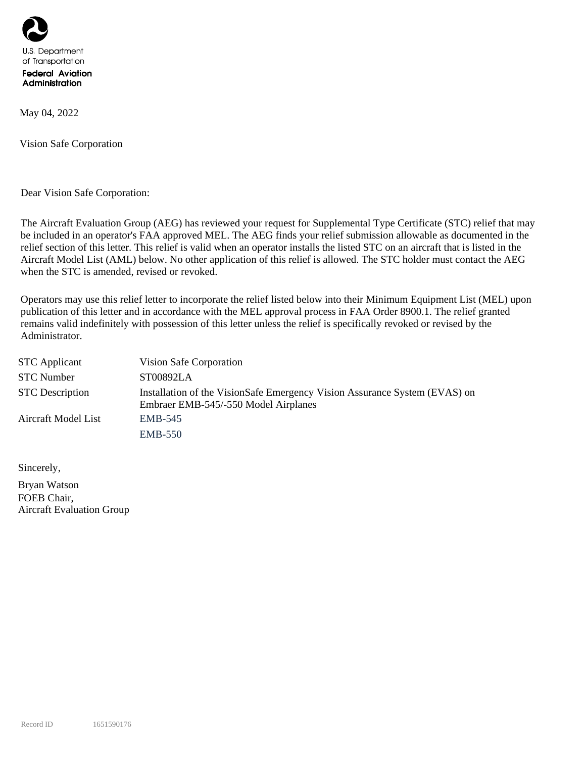U.S. Department
of Transportation
**Federal Aviation Administration**

May 04, 2022

Vision Safe Corporation

Dear Vision Safe Corporation:

The Aircraft Evaluation Group (AEG) has reviewed your request for Supplemental Type Certificate (STC) relief that may be included in an operator's FAA approved MEL. The AEG finds your relief submission allowable as documented in the relief section of this letter. This relief is valid when an operator installs the listed STC on an aircraft that is listed in the Aircraft Model List (AML) below. No other application of this relief is allowed. The STC holder must contact the AEG when the STC is amended, revised or revoked.

Operators may use this relief letter to incorporate the relief listed below into their Minimum Equipment List (MEL) upon publication of this letter and in accordance with the MEL approval process in FAA Order 8900.1. The relief granted remains valid indefinitely with possession of this letter unless the relief is specifically revoked or revised by the Administrator.

| | |
|---|---|
| STC Applicant | Vision Safe Corporation |
| STC Number | ST00892LA |
| STC Description | Installation of the VisionSafe Emergency Vision Assurance System (EVAS) on Embraer EMB-545/-550 Model Airplanes |
| Aircraft Model List | EMB-545 |
| | EMB-550 |

Sincerely,

Bryan Watson
FOEB Chair,
Aircraft Evaluation Group

Record ID 1651590176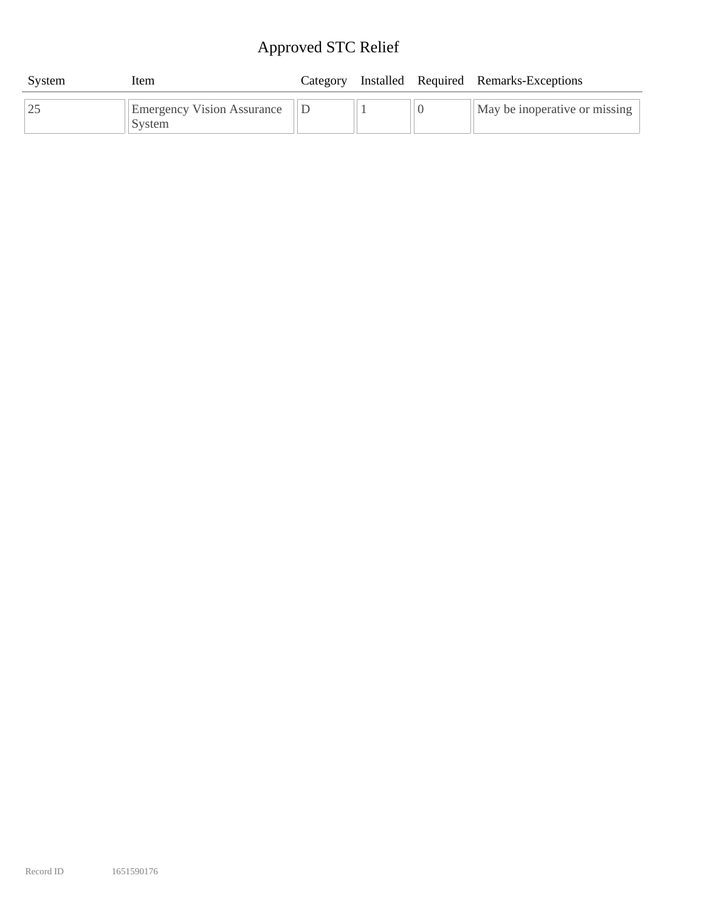# Approved STC Relief

| System | Item | Category | Installed | Required | Remarks-Exceptions |
|---|---|---|---|---|---|
| 25 | Emergency Vision Assurance System | D | 1 | 0 | May be inoperative or missing |

Record ID 1651590176